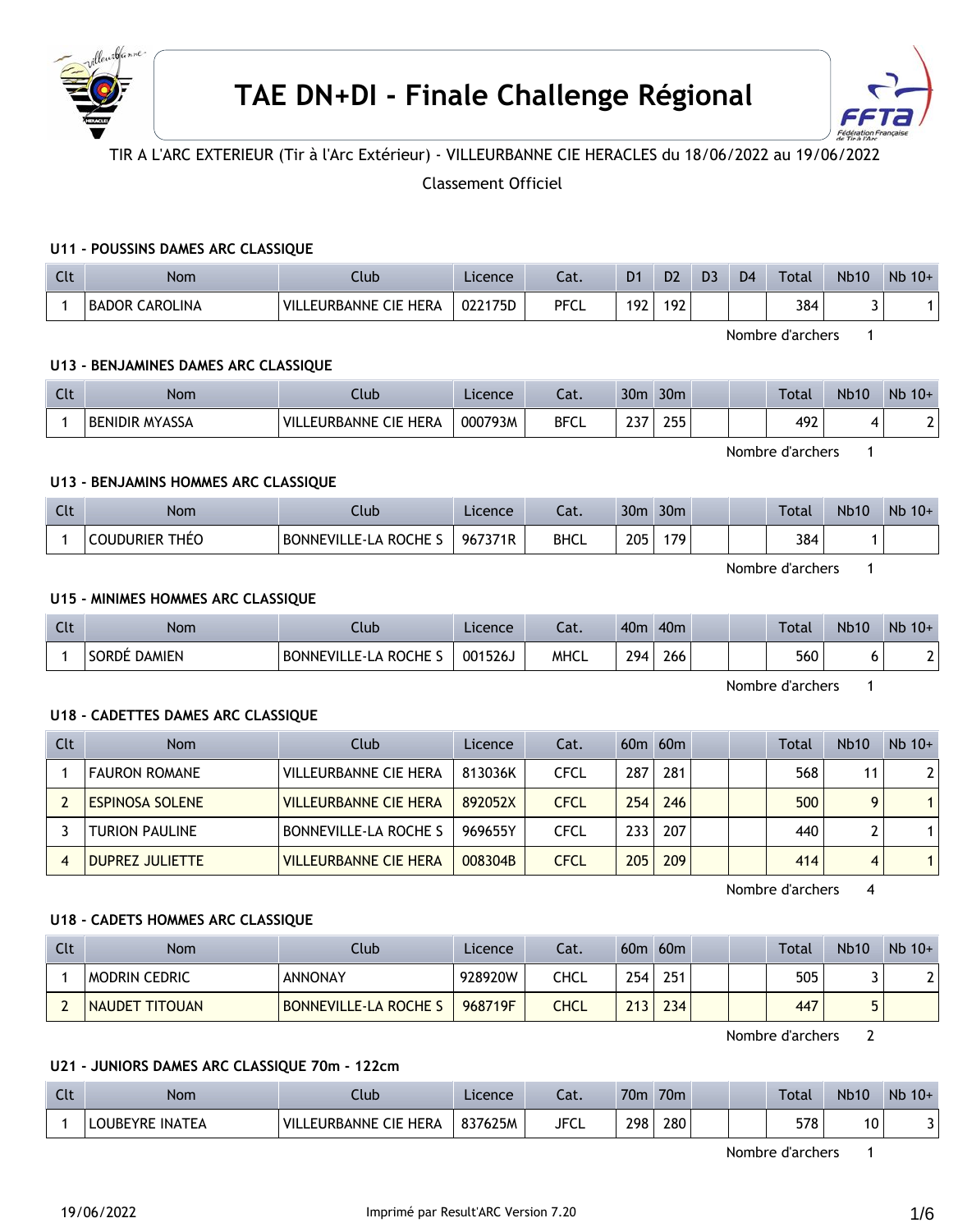# TAE DN+DI - Finale Challenge Régional

TIR A L'ARC EXTERIEUR (Tir à l'Arc Extérieur) - VILLEURBANNE CIE HERACLES du 18/06/2022 au 19/06/2022

Classement Officiel

### U11 - POUSSINS DAMES ARC CLASSIQUE

| Clt | Nom | Club | Licence | Cat. | D1 | D2 | D3 | D4 | Total | Nb10 | Nb 10+ |
|---|---|---|---|---|---|---|---|---|---|---|---|
| 1 | BADOR CAROLINA | VILLEURBANNE CIE HERA | 022175D | PFCL | 192 | 192 | | | 384 | 3 | 1 |

Nombre d'archers 1

### U13 - BENJAMINES DAMES ARC CLASSIQUE

| Clt | Nom | Club | Licence | Cat. | 30m | 30m | | | Total | Nb10 | Nb 10+ |
|---|---|---|---|---|---|---|---|---|---|---|---|
| 1 | BENIDIR MYASSA | VILLEURBANNE CIE HERA | 000793M | BFCL | 237 | 255 | | | 492 | 4 | 2 |

Nombre d'archers 1

### U13 - BENJAMINS HOMMES ARC CLASSIQUE

| Clt | Nom | Club | Licence | Cat. | 30m | 30m | | | Total | Nb10 | Nb 10+ |
|---|---|---|---|---|---|---|---|---|---|---|---|
| 1 | COUDURIER THÉO | BONNEVILLE-LA ROCHE S | 967371R | BHCL | 205 | 179 | | | 384 | 1 | |

Nombre d'archers 1

### U15 - MINIMES HOMMES ARC CLASSIQUE

| Clt | Nom | Club | Licence | Cat. | 40m | 40m | | | Total | Nb10 | Nb 10+ |
|---|---|---|---|---|---|---|---|---|---|---|---|
| 1 | SORDÉ DAMIEN | BONNEVILLE-LA ROCHE S | 001526J | MHCL | 294 | 266 | | | 560 | 6 | 2 |

Nombre d'archers 1

### U18 - CADETTES DAMES ARC CLASSIQUE

| Clt | Nom | Club | Licence | Cat. | 60m | 60m | | | Total | Nb10 | Nb 10+ |
|---|---|---|---|---|---|---|---|---|---|---|---|
| 1 | FAURON ROMANE | VILLEURBANNE CIE HERA | 813036K | CFCL | 287 | 281 | | | 568 | 11 | 2 |
| 2 | ESPINOSA SOLENE | VILLEURBANNE CIE HERA | 892052X | CFCL | 254 | 246 | | | 500 | 9 | 1 |
| 3 | TURION PAULINE | BONNEVILLE-LA ROCHE S | 969655Y | CFCL | 233 | 207 | | | 440 | 2 | 1 |
| 4 | DUPREZ JULIETTE | VILLEURBANNE CIE HERA | 008304B | CFCL | 205 | 209 | | | 414 | 4 | 1 |

Nombre d'archers 4

### U18 - CADETS HOMMES ARC CLASSIQUE

| Clt | Nom | Club | Licence | Cat. | 60m | 60m | | | Total | Nb10 | Nb 10+ |
|---|---|---|---|---|---|---|---|---|---|---|---|
| 1 | MODRIN CEDRIC | ANNONAY | 928920W | CHCL | 254 | 251 | | | 505 | 3 | 2 |
| 2 | NAUDET TITOUAN | BONNEVILLE-LA ROCHE S | 968719F | CHCL | 213 | 234 | | | 447 | 5 | |

Nombre d'archers 2

### U21 - JUNIORS DAMES ARC CLASSIQUE 70m - 122cm

| Clt | Nom | Club | Licence | Cat. | 70m | 70m | | | Total | Nb10 | Nb 10+ |
|---|---|---|---|---|---|---|---|---|---|---|---|
| 1 | LOUBEYRE INATEA | VILLEURBANNE CIE HERA | 837625M | JFCL | 298 | 280 | | | 578 | 10 | 3 |

Nombre d'archers 1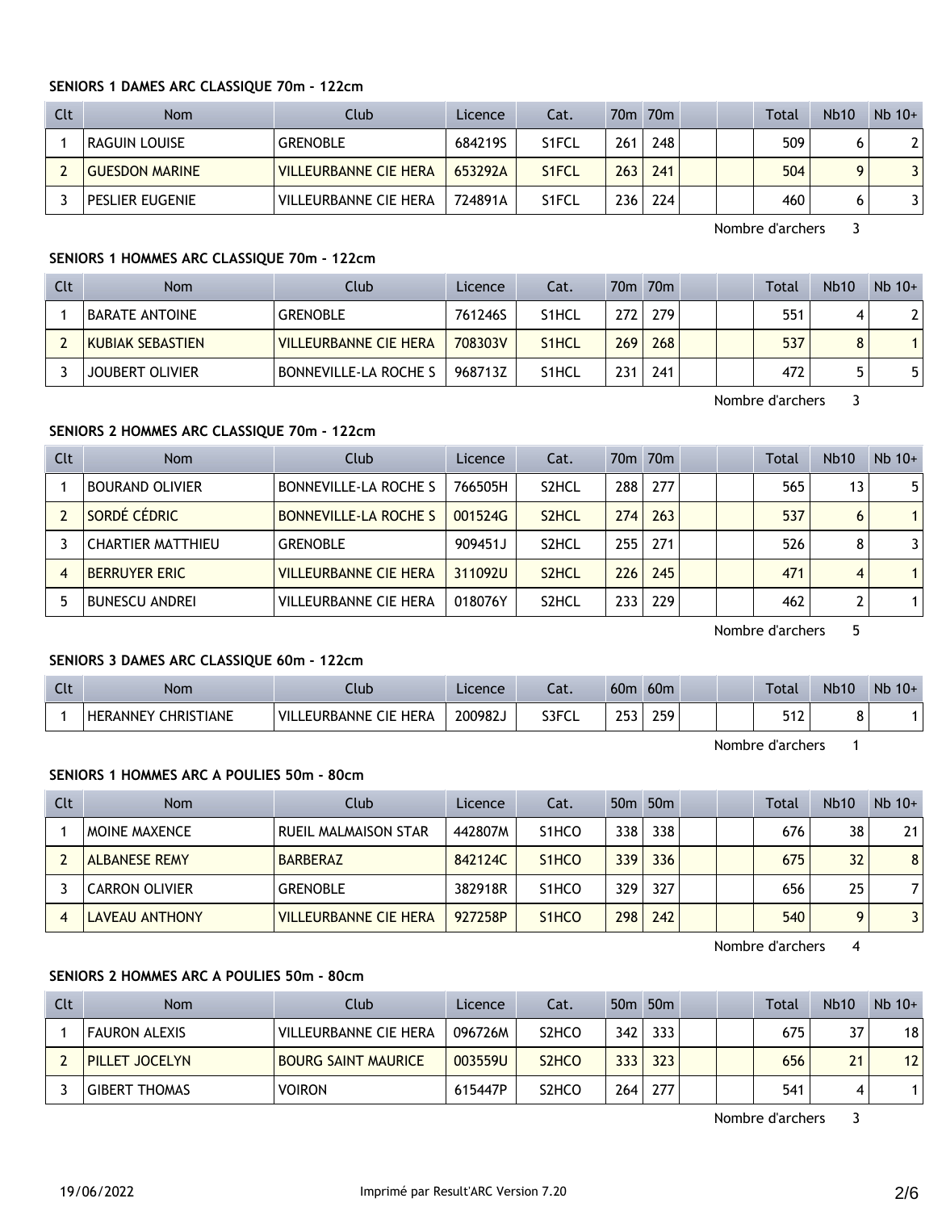#### SENIORS 1 DAMES ARC CLASSIQUE 70m - 122cm

| Clt | Nom | Club | Licence | Cat. | 70m | 70m | | | Total | Nb10 | Nb 10+ |
|---|---|---|---|---|---|---|---|---|---|---|---|
| 1 | RAGUIN LOUISE | GRENOBLE | 684219S | S1FCL | 261 | 248 | | | 509 | 6 | 2 |
| 2 | GUESDON MARINE | VILLEURBANNE CIE HERA | 653292A | S1FCL | 263 | 241 | | | 504 | 9 | 3 |
| 3 | PESLIER EUGENIE | VILLEURBANNE CIE HERA | 724891A | S1FCL | 236 | 224 | | | 460 | 6 | 3 |

Nombre d'archers 3

#### SENIORS 1 HOMMES ARC CLASSIQUE 70m - 122cm

| Clt | Nom | Club | Licence | Cat. | 70m | 70m | | | Total | Nb10 | Nb 10+ |
|---|---|---|---|---|---|---|---|---|---|---|---|
| 1 | BARATE ANTOINE | GRENOBLE | 761246S | S1HCL | 272 | 279 | | | 551 | 4 | 2 |
| 2 | KUBIAK SEBASTIEN | VILLEURBANNE CIE HERA | 708303V | S1HCL | 269 | 268 | | | 537 | 8 | 1 |
| 3 | JOUBERT OLIVIER | BONNEVILLE-LA ROCHE S | 968713Z | S1HCL | 231 | 241 | | | 472 | 5 | 5 |

Nombre d'archers 3

#### SENIORS 2 HOMMES ARC CLASSIQUE 70m - 122cm

| Clt | Nom | Club | Licence | Cat. | 70m | 70m | | | Total | Nb10 | Nb 10+ |
|---|---|---|---|---|---|---|---|---|---|---|---|
| 1 | BOURAND OLIVIER | BONNEVILLE-LA ROCHE S | 766505H | S2HCL | 288 | 277 | | | 565 | 13 | 5 |
| 2 | SORDÉ CÉDRIC | BONNEVILLE-LA ROCHE S | 001524G | S2HCL | 274 | 263 | | | 537 | 6 | 1 |
| 3 | CHARTIER MATTHIEU | GRENOBLE | 909451J | S2HCL | 255 | 271 | | | 526 | 8 | 3 |
| 4 | BERRUYER ERIC | VILLEURBANNE CIE HERA | 311092U | S2HCL | 226 | 245 | | | 471 | 4 | 1 |
| 5 | BUNESCU ANDREI | VILLEURBANNE CIE HERA | 018076Y | S2HCL | 233 | 229 | | | 462 | 2 | 1 |

Nombre d'archers 5

#### SENIORS 3 DAMES ARC CLASSIQUE 60m - 122cm

| Clt | Nom | Club | Licence | Cat. | 60m | 60m | | | Total | Nb10 | Nb 10+ |
|---|---|---|---|---|---|---|---|---|---|---|---|
| 1 | HERANNEY CHRISTIANE | VILLEURBANNE CIE HERA | 200982J | S3FCL | 253 | 259 | | | 512 | 8 | 1 |

Nombre d'archers 1

#### SENIORS 1 HOMMES ARC A POULIES 50m - 80cm

| Clt | Nom | Club | Licence | Cat. | 50m | 50m | | | Total | Nb10 | Nb 10+ |
|---|---|---|---|---|---|---|---|---|---|---|---|
| 1 | MOINE MAXENCE | RUEIL MALMAISON STAR | 442807M | S1HCO | 338 | 338 | | | 676 | 38 | 21 |
| 2 | ALBANESE REMY | BARBERAZ | 842124C | S1HCO | 339 | 336 | | | 675 | 32 | 8 |
| 3 | CARRON OLIVIER | GRENOBLE | 382918R | S1HCO | 329 | 327 | | | 656 | 25 | 7 |
| 4 | LAVEAU ANTHONY | VILLEURBANNE CIE HERA | 927258P | S1HCO | 298 | 242 | | | 540 | 9 | 3 |

Nombre d'archers 4

#### SENIORS 2 HOMMES ARC A POULIES 50m - 80cm

| Clt | Nom | Club | Licence | Cat. | 50m | 50m | | | Total | Nb10 | Nb 10+ |
|---|---|---|---|---|---|---|---|---|---|---|---|
| 1 | FAURON ALEXIS | VILLEURBANNE CIE HERA | 096726M | S2HCO | 342 | 333 | | | 675 | 37 | 18 |
| 2 | PILLET JOCELYN | BOURG SAINT MAURICE | 003559U | S2HCO | 333 | 323 | | | 656 | 21 | 12 |
| 3 | GIBERT THOMAS | VOIRON | 615447P | S2HCO | 264 | 277 | | | 541 | 4 | 1 |

Nombre d'archers 3

19/06/2022 Imprimé par Result'ARC Version 7.20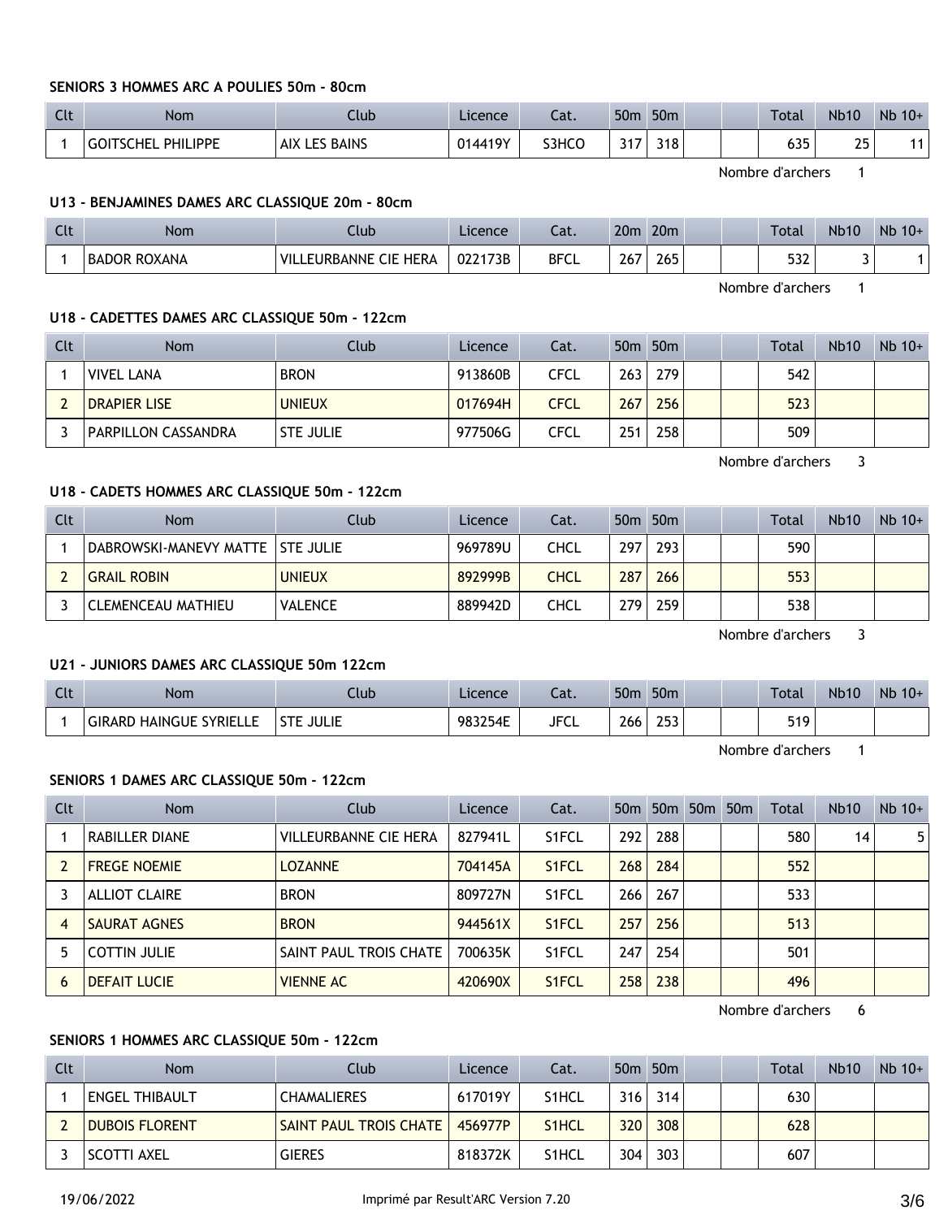#### SENIORS 3 HOMMES ARC A POULIES 50m - 80cm

| Clt | Nom | Club | Licence | Cat. | 50m | 50m | | | Total | Nb10 | Nb 10+ |
|---|---|---|---|---|---|---|---|---|---|---|---|
| 1 | GOITSCHEL PHILIPPE | AIX LES BAINS | 014419Y | S3HCO | 317 | 318 | | | 635 | 25 | 11 |

Nombre d'archers 1

#### U13 - BENJAMINES DAMES ARC CLASSIQUE 20m - 80cm

| Clt | Nom | Club | Licence | Cat. | 20m | 20m | | | Total | Nb10 | Nb 10+ |
|---|---|---|---|---|---|---|---|---|---|---|---|
| 1 | BADOR ROXANA | VILLEURBANNE CIE HERA | 022173B | BFCL | 267 | 265 | | | 532 | 3 | 1 |

Nombre d'archers 1

#### U18 - CADETTES DAMES ARC CLASSIQUE 50m - 122cm

| Clt | Nom | Club | Licence | Cat. | 50m | 50m | | | Total | Nb10 | Nb 10+ |
|---|---|---|---|---|---|---|---|---|---|---|---|
| 1 | VIVEL LANA | BRON | 913860B | CFCL | 263 | 279 | | | 542 | | |
| 2 | DRAPIER LISE | UNIEUX | 017694H | CFCL | 267 | 256 | | | 523 | | |
| 3 | PARPILLON CASSANDRA | STE JULIE | 977506G | CFCL | 251 | 258 | | | 509 | | |

Nombre d'archers 3

#### U18 - CADETS HOMMES ARC CLASSIQUE 50m - 122cm

| Clt | Nom | Club | Licence | Cat. | 50m | 50m | | | Total | Nb10 | Nb 10+ |
|---|---|---|---|---|---|---|---|---|---|---|---|
| 1 | DABROWSKI-MANEVY MATTE | STE JULIE | 969789U | CHCL | 297 | 293 | | | 590 | | |
| 2 | GRAIL ROBIN | UNIEUX | 892999B | CHCL | 287 | 266 | | | 553 | | |
| 3 | CLEMENCEAU MATHIEU | VALENCE | 889942D | CHCL | 279 | 259 | | | 538 | | |

Nombre d'archers 3

#### U21 - JUNIORS DAMES ARC CLASSIQUE 50m 122cm

| Clt | Nom | Club | Licence | Cat. | 50m | 50m | | | Total | Nb10 | Nb 10+ |
|---|---|---|---|---|---|---|---|---|---|---|---|
| 1 | GIRARD HAINGUE SYRIELLE | STE JULIE | 983254E | JFCL | 266 | 253 | | | 519 | | |

Nombre d'archers 1

#### SENIORS 1 DAMES ARC CLASSIQUE 50m - 122cm

| Clt | Nom | Club | Licence | Cat. | 50m | 50m | 50m | 50m | Total | Nb10 | Nb 10+ |
|---|---|---|---|---|---|---|---|---|---|---|---|
| 1 | RABILLER DIANE | VILLEURBANNE CIE HERA | 827941L | S1FCL | 292 | 288 | | | 580 | 14 | 5 |
| 2 | FREGE NOEMIE | LOZANNE | 704145A | S1FCL | 268 | 284 | | | 552 | | |
| 3 | ALLIOT CLAIRE | BRON | 809727N | S1FCL | 266 | 267 | | | 533 | | |
| 4 | SAURAT AGNES | BRON | 944561X | S1FCL | 257 | 256 | | | 513 | | |
| 5 | COTTIN JULIE | SAINT PAUL TROIS CHATE | 700635K | S1FCL | 247 | 254 | | | 501 | | |
| 6 | DEFAIT LUCIE | VIENNE AC | 420690X | S1FCL | 258 | 238 | | | 496 | | |

Nombre d'archers 6

#### SENIORS 1 HOMMES ARC CLASSIQUE 50m - 122cm

| Clt | Nom | Club | Licence | Cat. | 50m | 50m | | | Total | Nb10 | Nb 10+ |
|---|---|---|---|---|---|---|---|---|---|---|---|
| 1 | ENGEL THIBAULT | CHAMALIERES | 617019Y | S1HCL | 316 | 314 | | | 630 | | |
| 2 | DUBOIS FLORENT | SAINT PAUL TROIS CHATE | 456977P | S1HCL | 320 | 308 | | | 628 | | |
| 3 | SCOTTI AXEL | GIERES | 818372K | S1HCL | 304 | 303 | | | 607 | | |

19/06/2022 Imprimé par Result'ARC Version 7.20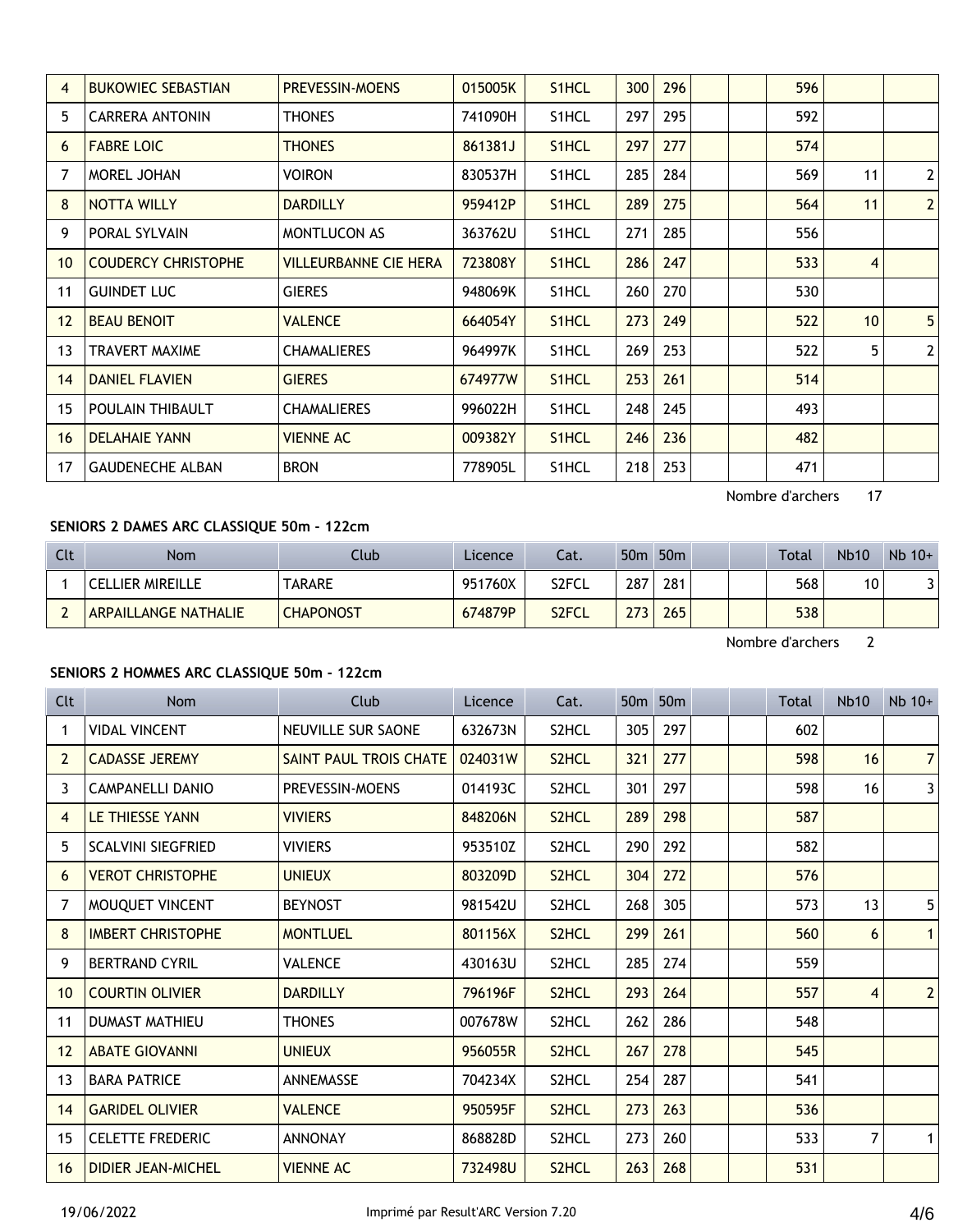| 4 | BUKOWIEC SEBASTIAN | PREVESSIN-MOENS | 015005K | S1HCL | 300 | 296 | | | 596 | | |
|---|---|---|---|---|---|---|---|---|---|---|---|
| 5 | CARRERA ANTONIN | THONES | 741090H | S1HCL | 297 | 295 | | | 592 | | |
| 6 | FABRE LOIC | THONES | 861381J | S1HCL | 297 | 277 | | | 574 | | |
| 7 | MOREL JOHAN | VOIRON | 830537H | S1HCL | 285 | 284 | | | 569 | 11 | 2 |
| 8 | NOTTA WILLY | DARDILLY | 959412P | S1HCL | 289 | 275 | | | 564 | 11 | 2 |
| 9 | PORAL SYLVAIN | MONTLUCON AS | 363762U | S1HCL | 271 | 285 | | | 556 | | |
| 10 | COUDERCY CHRISTOPHE | VILLEURBANNE CIE HERA | 723808Y | S1HCL | 286 | 247 | | | 533 | 4 | |
| 11 | GUINDET LUC | GIERES | 948069K | S1HCL | 260 | 270 | | | 530 | | |
| 12 | BEAU BENOIT | VALENCE | 664054Y | S1HCL | 273 | 249 | | | 522 | 10 | 5 |
| 13 | TRAVERT MAXIME | CHAMALIERES | 964997K | S1HCL | 269 | 253 | | | 522 | 5 | 2 |
| 14 | DANIEL FLAVIEN | GIERES | 674977W | S1HCL | 253 | 261 | | | 514 | | |
| 15 | POULAIN THIBAULT | CHAMALIERES | 996022H | S1HCL | 248 | 245 | | | 493 | | |
| 16 | DELAHAIE YANN | VIENNE AC | 009382Y | S1HCL | 246 | 236 | | | 482 | | |
| 17 | GAUDENECHE ALBAN | BRON | 778905L | S1HCL | 218 | 253 | | | 471 | | |

Nombre d'archers 17

### SENIORS 2 DAMES ARC CLASSIQUE 50m - 122cm

| Clt | Nom | Club | Licence | Cat. | 50m | 50m | | | Total | Nb10 | Nb 10+ |
|---|---|---|---|---|---|---|---|---|---|---|---|
| 1 | CELLIER MIREILLE | TARARE | 951760X | S2FCL | 287 | 281 | | | 568 | 10 | 3 |
| 2 | ARPAILLANGE NATHALIE | CHAPONOST | 674879P | S2FCL | 273 | 265 | | | 538 | | |

Nombre d'archers 2

### SENIORS 2 HOMMES ARC CLASSIQUE 50m - 122cm

| Clt | Nom | Club | Licence | Cat. | 50m | 50m | | | Total | Nb10 | Nb 10+ |
|---|---|---|---|---|---|---|---|---|---|---|---|
| 1 | VIDAL VINCENT | NEUVILLE SUR SAONE | 632673N | S2HCL | 305 | 297 | | | 602 | | |
| 2 | CADASSE JEREMY | SAINT PAUL TROIS CHATE | 024031W | S2HCL | 321 | 277 | | | 598 | 16 | 7 |
| 3 | CAMPANELLI DANIO | PREVESSIN-MOENS | 014193C | S2HCL | 301 | 297 | | | 598 | 16 | 3 |
| 4 | LE THIESSE YANN | VIVIERS | 848206N | S2HCL | 289 | 298 | | | 587 | | |
| 5 | SCALVINI SIEGFRIED | VIVIERS | 953510Z | S2HCL | 290 | 292 | | | 582 | | |
| 6 | VEROT CHRISTOPHE | UNIEUX | 803209D | S2HCL | 304 | 272 | | | 576 | | |
| 7 | MOUQUET VINCENT | BEYNOST | 981542U | S2HCL | 268 | 305 | | | 573 | 13 | 5 |
| 8 | IMBERT CHRISTOPHE | MONTLUEL | 801156X | S2HCL | 299 | 261 | | | 560 | 6 | 1 |
| 9 | BERTRAND CYRIL | VALENCE | 430163U | S2HCL | 285 | 274 | | | 559 | | |
| 10 | COURTIN OLIVIER | DARDILLY | 796196F | S2HCL | 293 | 264 | | | 557 | 4 | 2 |
| 11 | DUMAST MATHIEU | THONES | 007678W | S2HCL | 262 | 286 | | | 548 | | |
| 12 | ABATE GIOVANNI | UNIEUX | 956055R | S2HCL | 267 | 278 | | | 545 | | |
| 13 | BARA PATRICE | ANNEMASSE | 704234X | S2HCL | 254 | 287 | | | 541 | | |
| 14 | GARIDEL OLIVIER | VALENCE | 950595F | S2HCL | 273 | 263 | | | 536 | | |
| 15 | CELETTE FREDERIC | ANNONAY | 868828D | S2HCL | 273 | 260 | | | 533 | 7 | 1 |
| 16 | DIDIER JEAN-MICHEL | VIENNE AC | 732498U | S2HCL | 263 | 268 | | | 531 | | |

19/06/2022 Imprimé par Result'ARC Version 7.20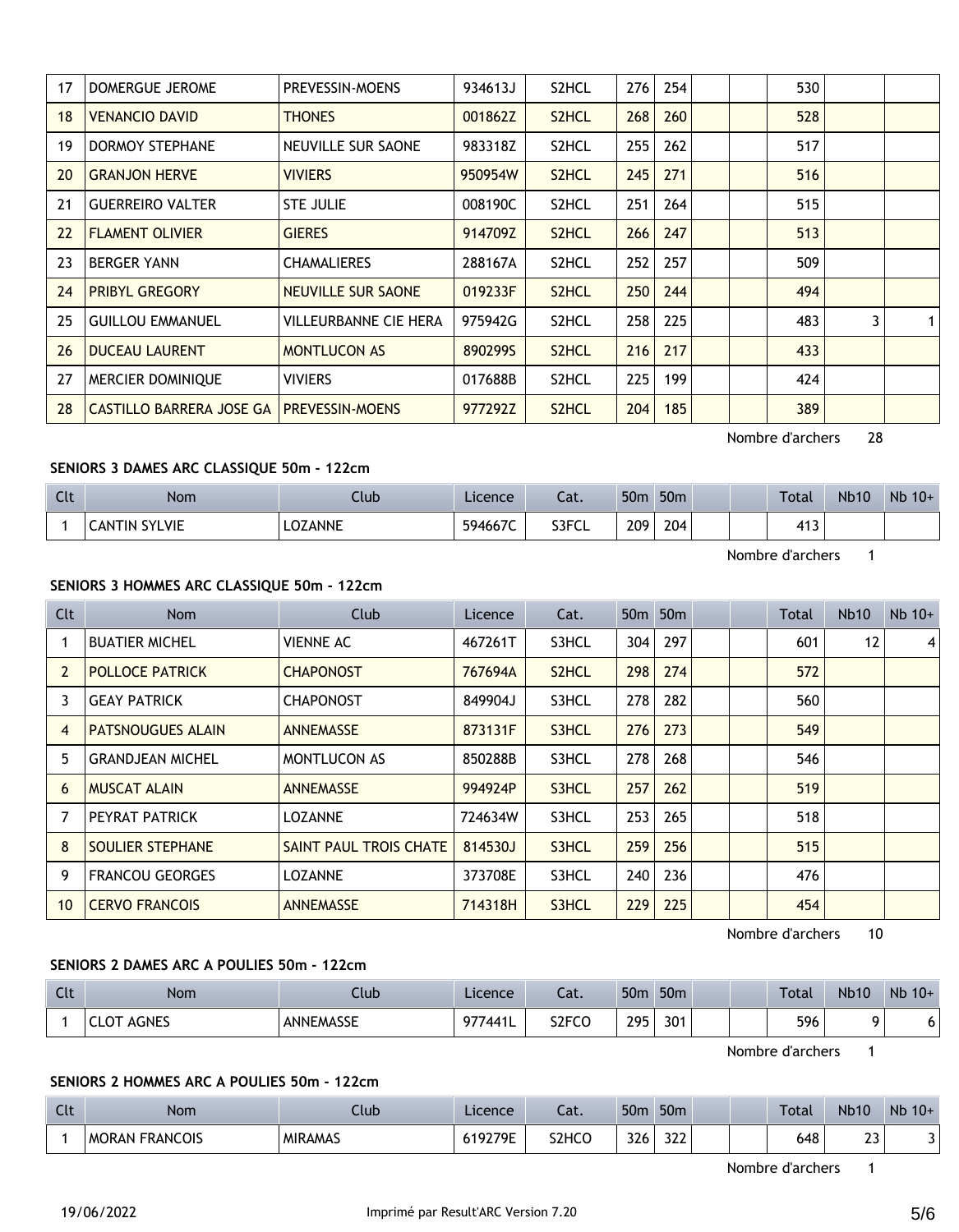| 17 | DOMERGUE JEROME | PREVESSIN-MOENS | 934613J | S2HCL | 276 | 254 | | | 530 | | |
|---|---|---|---|---|---|---|---|---|---|---|---|
| 18 | VENANCIO DAVID | THONES | 001862Z | S2HCL | 268 | 260 | | | 528 | | |
| 19 | DORMOY STEPHANE | NEUVILLE SUR SAONE | 983318Z | S2HCL | 255 | 262 | | | 517 | | |
| 20 | GRANJON HERVE | VIVIERS | 950954W | S2HCL | 245 | 271 | | | 516 | | |
| 21 | GUERREIRO VALTER | STE JULIE | 008190C | S2HCL | 251 | 264 | | | 515 | | |
| 22 | FLAMENT OLIVIER | GIERES | 914709Z | S2HCL | 266 | 247 | | | 513 | | |
| 23 | BERGER YANN | CHAMALIERES | 288167A | S2HCL | 252 | 257 | | | 509 | | |
| 24 | PRIBYL GREGORY | NEUVILLE SUR SAONE | 019233F | S2HCL | 250 | 244 | | | 494 | | |
| 25 | GUILLOU EMMANUEL | VILLEURBANNE CIE HERA | 975942G | S2HCL | 258 | 225 | | | 483 | 3 | 1 |
| 26 | DUCEAU LAURENT | MONTLUCON AS | 890299S | S2HCL | 216 | 217 | | | 433 | | |
| 27 | MERCIER DOMINIQUE | VIVIERS | 017688B | S2HCL | 225 | 199 | | | 424 | | |
| 28 | CASTILLO BARRERA JOSE GA | PREVESSIN-MOENS | 977292Z | S2HCL | 204 | 185 | | | 389 | | |

Nombre d'archers 28

### SENIORS 3 DAMES ARC CLASSIQUE 50m - 122cm

| Clt | Nom | Club | Licence | Cat. | 50m | 50m | | | Total | Nb10 | Nb 10+ |
|---|---|---|---|---|---|---|---|---|---|---|---|
| 1 | CANTIN SYLVIE | LOZANNE | 594667C | S3FCL | 209 | 204 | | | 413 | | |

Nombre d'archers 1

### SENIORS 3 HOMMES ARC CLASSIQUE 50m - 122cm

| Clt | Nom | Club | Licence | Cat. | 50m | 50m | | | Total | Nb10 | Nb 10+ |
|---|---|---|---|---|---|---|---|---|---|---|---|
| 1 | BUATIER MICHEL | VIENNE AC | 467261T | S3HCL | 304 | 297 | | | 601 | 12 | 4 |
| 2 | POLLOCE PATRICK | CHAPONOST | 767694A | S2HCL | 298 | 274 | | | 572 | | |
| 3 | GEAY PATRICK | CHAPONOST | 849904J | S3HCL | 278 | 282 | | | 560 | | |
| 4 | PATSNOUGUES ALAIN | ANNEMASSE | 873131F | S3HCL | 276 | 273 | | | 549 | | |
| 5 | GRANDJEAN MICHEL | MONTLUCON AS | 850288B | S3HCL | 278 | 268 | | | 546 | | |
| 6 | MUSCAT ALAIN | ANNEMASSE | 994924P | S3HCL | 257 | 262 | | | 519 | | |
| 7 | PEYRAT PATRICK | LOZANNE | 724634W | S3HCL | 253 | 265 | | | 518 | | |
| 8 | SOULIER STEPHANE | SAINT PAUL TROIS CHATE | 814530J | S3HCL | 259 | 256 | | | 515 | | |
| 9 | FRANCOU GEORGES | LOZANNE | 373708E | S3HCL | 240 | 236 | | | 476 | | |
| 10 | CERVO FRANCOIS | ANNEMASSE | 714318H | S3HCL | 229 | 225 | | | 454 | | |

Nombre d'archers 10

### SENIORS 2 DAMES ARC A POULIES 50m - 122cm

| Clt | Nom | Club | Licence | Cat. | 50m | 50m | | | Total | Nb10 | Nb 10+ |
|---|---|---|---|---|---|---|---|---|---|---|---|
| 1 | CLOT AGNES | ANNEMASSE | 977441L | S2FCO | 295 | 301 | | | 596 | 9 | 6 |

Nombre d'archers 1

### SENIORS 2 HOMMES ARC A POULIES 50m - 122cm

| Clt | Nom | Club | Licence | Cat. | 50m | 50m | | | Total | Nb10 | Nb 10+ |
|---|---|---|---|---|---|---|---|---|---|---|---|
| 1 | MORAN FRANCOIS | MIRAMAS | 619279E | S2HCO | 326 | 322 | | | 648 | 23 | 3 |

Nombre d'archers 1

19/06/2022 Imprimé par Result'ARC Version 7.20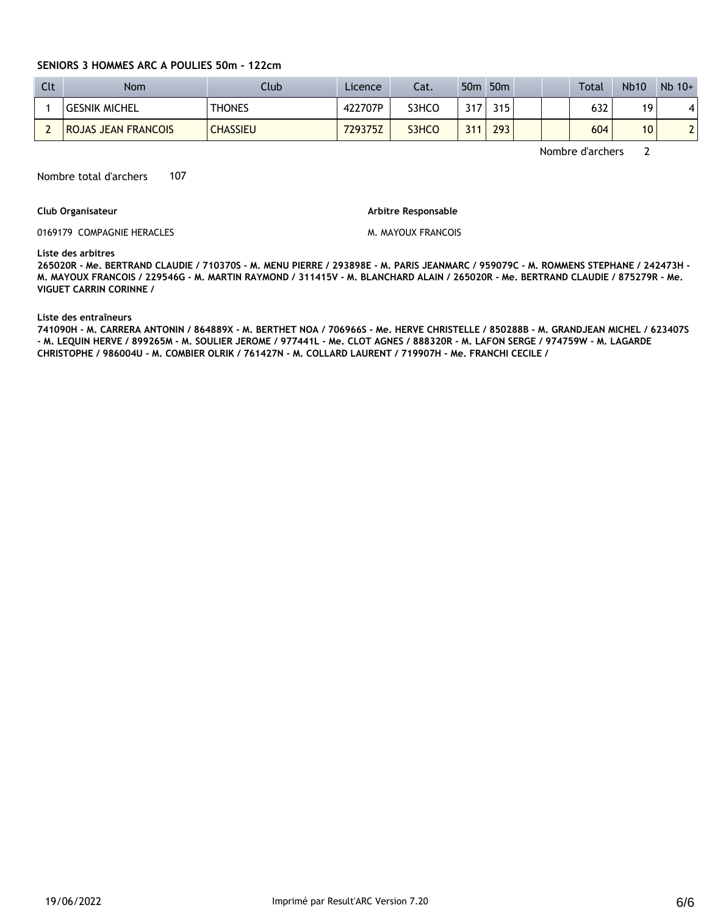**SENIORS 3 HOMMES ARC A POULIES 50m - 122cm**

| Clt | Nom | Club | Licence | Cat. | 50m | 50m | | | Total | Nb10 | Nb 10+ |
|---|---|---|---|---|---|---|---|---|---|---|---|
| 1 | GESNIK MICHEL | THONES | 422707P | S3HCO | 317 | 315 | | | 632 | 19 | 4 |
| 2 | ROJAS JEAN FRANCOIS | CHASSIEU | 729375Z | S3HCO | 311 | 293 | | | 604 | 10 | 2 |

Nombre d'archers 2

Nombre total d'archers 107

**Club Organisateur**

0169179 COMPAGNIE HERACLES

**Arbitre Responsable**

M. MAYOUX FRANCOIS

**Liste des arbitres**

**265020R - Me. BERTRAND CLAUDIE / 710370S - M. MENU PIERRE / 293898E - M. PARIS JEANMARC / 959079C - M. ROMMENS STEPHANE / 242473H - M. MAYOUX FRANCOIS / 229546G - M. MARTIN RAYMOND / 311415V - M. BLANCHARD ALAIN / 265020R - Me. BERTRAND CLAUDIE / 875279R - Me. VIGUET CARRIN CORINNE /**

**Liste des entraîneurs**

**741090H - M. CARRERA ANTONIN / 864889X - M. BERTHET NOA / 706966S - Me. HERVE CHRISTELLE / 850288B - M. GRANDJEAN MICHEL / 623407S - M. LEQUIN HERVE / 899265M - M. SOULIER JEROME / 977441L - Me. CLOT AGNES / 888320R - M. LAFON SERGE / 974759W - M. LAGARDE CHRISTOPHE / 986004U - M. COMBIER OLRIK / 761427N - M. COLLARD LAURENT / 719907H - Me. FRANCHI CECILE /**

19/06/2022 Imprimé par Result'ARC Version 7.20